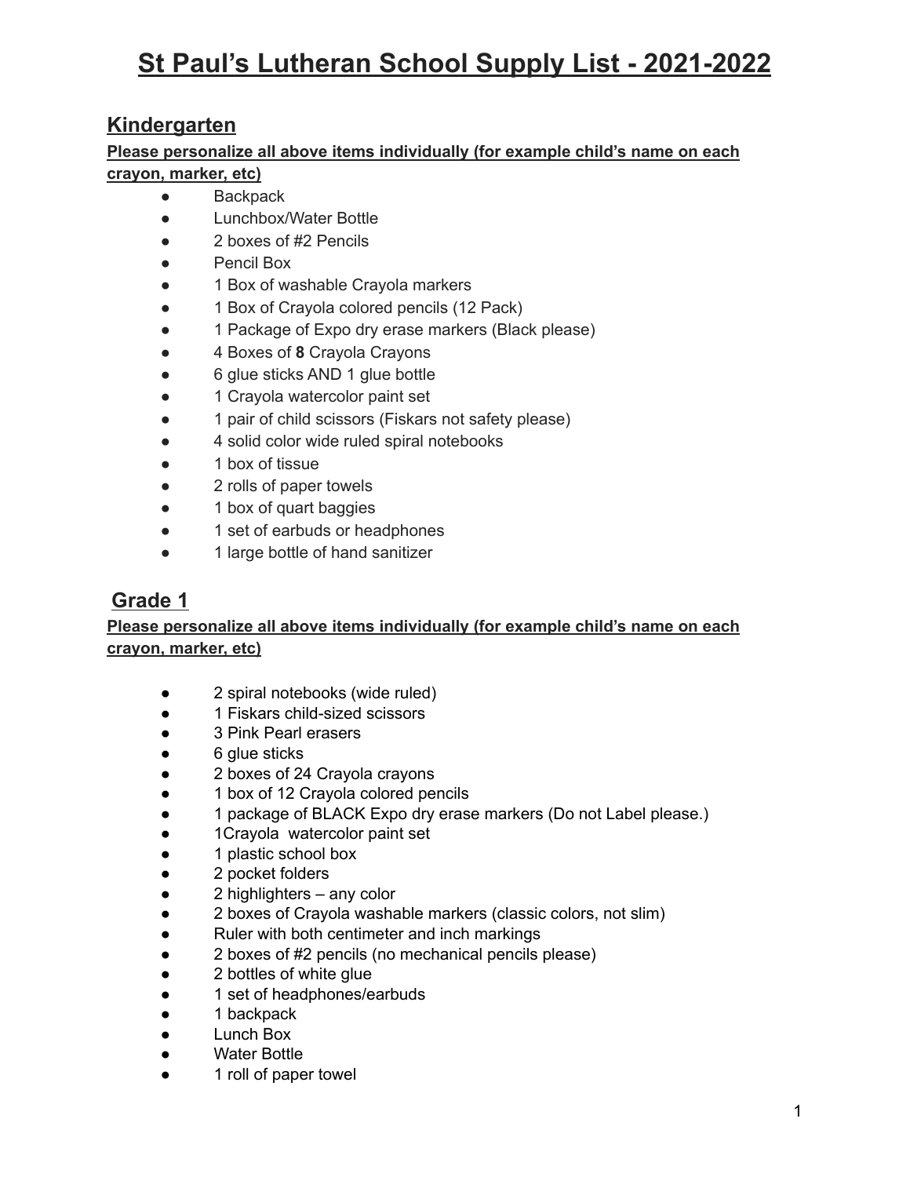# St Paul's Lutheran School Supply List - 2021-2022

## Kindergarten

**Please personalize all above items individually (for example child's name on each crayon, marker, etc)**

- Backpack
- Lunchbox/Water Bottle
- 2 boxes of #2 Pencils
- Pencil Box
- 1 Box of washable Crayola markers
- 1 Box of Crayola colored pencils (12 Pack)
- 1 Package of Expo dry erase markers (Black please)
- 4 Boxes of **8** Crayola Crayons
- 6 glue sticks AND 1 glue bottle
- 1 Crayola watercolor paint set
- 1 pair of child scissors (Fiskars not safety please)
- 4 solid color wide ruled spiral notebooks
- 1 box of tissue
- 2 rolls of paper towels
- 1 box of quart baggies
- 1 set of earbuds or headphones
- 1 large bottle of hand sanitizer

## Grade 1

**Please personalize all above items individually (for example child's name on each crayon, marker, etc)**

- 2 spiral notebooks (wide ruled)
- 1 Fiskars child-sized scissors
- 3 Pink Pearl erasers
- 6 glue sticks
- 2 boxes of 24 Crayola crayons
- 1 box of 12 Crayola colored pencils
- 1 package of BLACK Expo dry erase markers (Do not Label please.)
- 1Crayola watercolor paint set
- 1 plastic school box
- 2 pocket folders
- 2 highlighters – any color
- 2 boxes of Crayola washable markers (classic colors, not slim)
- Ruler with both centimeter and inch markings
- 2 boxes of #2 pencils (no mechanical pencils please)
- 2 bottles of white glue
- 1 set of headphones/earbuds
- 1 backpack
- Lunch Box
- Water Bottle
- 1 roll of paper towel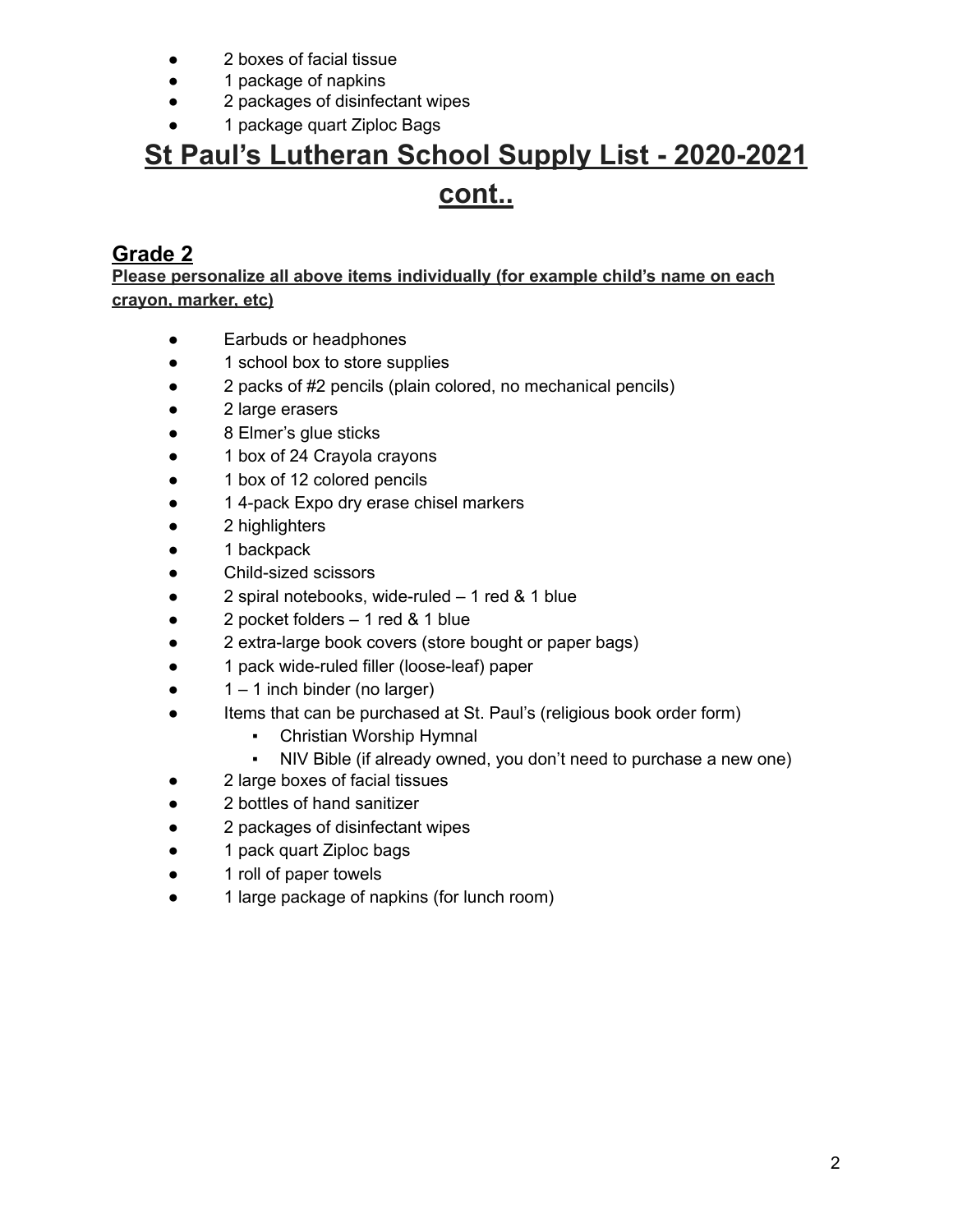- 2 boxes of facial tissue
- 1 package of napkins
- 2 packages of disinfectant wipes
- 1 package quart Ziploc Bags

# St Paul's Lutheran School Supply List - 2020-2021 cont..

## Grade 2

**Please personalize all above items individually (for example child's name on each crayon, marker, etc)**

- Earbuds or headphones
- 1 school box to store supplies
- 2 packs of #2 pencils (plain colored, no mechanical pencils)
- 2 large erasers
- 8 Elmer's glue sticks
- 1 box of 24 Crayola crayons
- 1 box of 12 colored pencils
- 1 4-pack Expo dry erase chisel markers
- 2 highlighters
- 1 backpack
- Child-sized scissors
- 2 spiral notebooks, wide-ruled – 1 red & 1 blue
- 2 pocket folders – 1 red & 1 blue
- 2 extra-large book covers (store bought or paper bags)
- 1 pack wide-ruled filler (loose-leaf) paper
- 1 – 1 inch binder (no larger)
- Items that can be purchased at St. Paul's (religious book order form)
  - Christian Worship Hymnal
  - NIV Bible (if already owned, you don't need to purchase a new one)
- 2 large boxes of facial tissues
- 2 bottles of hand sanitizer
- 2 packages of disinfectant wipes
- 1 pack quart Ziploc bags
- 1 roll of paper towels
- 1 large package of napkins (for lunch room)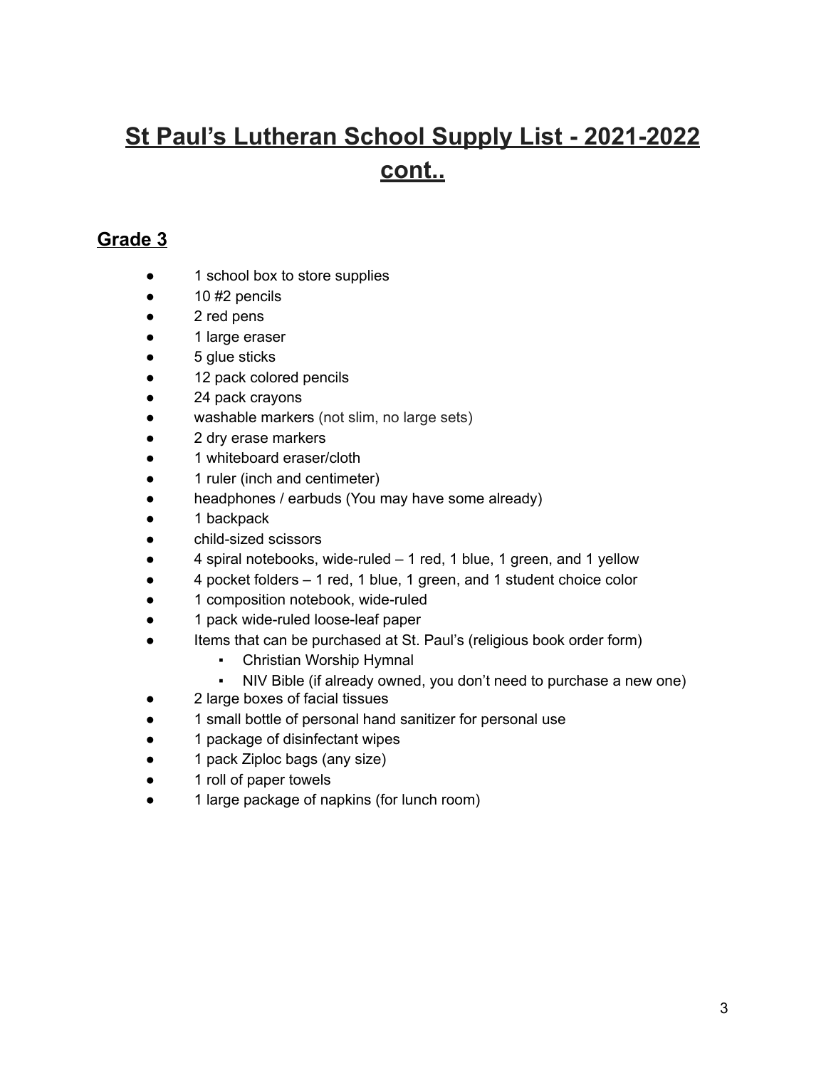# St Paul's Lutheran School Supply List - 2021-2022 cont..

## Grade 3

- 1 school box to store supplies
- 10 #2 pencils
- 2 red pens
- 1 large eraser
- 5 glue sticks
- 12 pack colored pencils
- 24 pack crayons
- washable markers (not slim, no large sets)
- 2 dry erase markers
- 1 whiteboard eraser/cloth
- 1 ruler (inch and centimeter)
- headphones / earbuds (You may have some already)
- 1 backpack
- child-sized scissors
- 4 spiral notebooks, wide-ruled – 1 red, 1 blue, 1 green, and 1 yellow
- 4 pocket folders – 1 red, 1 blue, 1 green, and 1 student choice color
- 1 composition notebook, wide-ruled
- 1 pack wide-ruled loose-leaf paper
- Items that can be purchased at St. Paul's (religious book order form)
  - Christian Worship Hymnal
  - NIV Bible (if already owned, you don't need to purchase a new one)
- 2 large boxes of facial tissues
- 1 small bottle of personal hand sanitizer for personal use
- 1 package of disinfectant wipes
- 1 pack Ziploc bags (any size)
- 1 roll of paper towels
- 1 large package of napkins (for lunch room)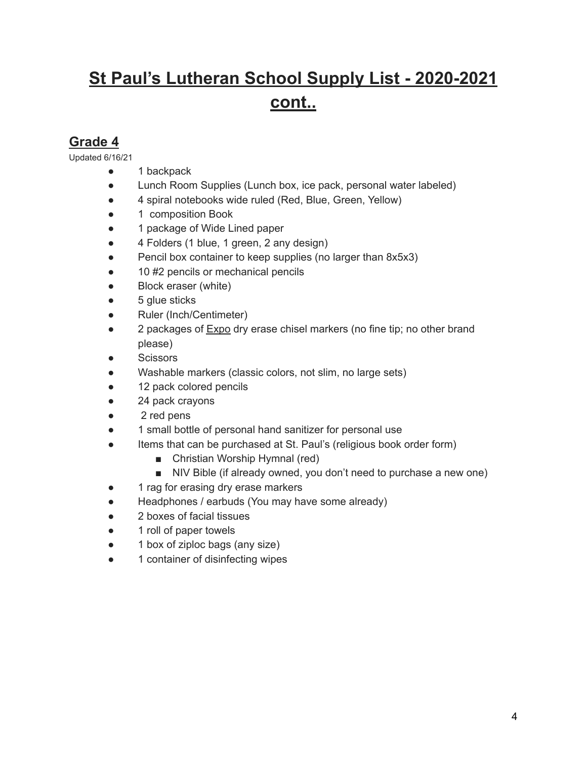# St Paul's Lutheran School Supply List - 2020-2021 cont..

## Grade 4

Updated 6/16/21

- 1 backpack
- Lunch Room Supplies (Lunch box, ice pack, personal water labeled)
- 4 spiral notebooks wide ruled (Red, Blue, Green, Yellow)
- 1 composition Book
- 1 package of Wide Lined paper
- 4 Folders (1 blue, 1 green, 2 any design)
- Pencil box container to keep supplies (no larger than 8x5x3)
- 10 #2 pencils or mechanical pencils
- Block eraser (white)
- 5 glue sticks
- Ruler (Inch/Centimeter)
- 2 packages of Expo dry erase chisel markers (no fine tip; no other brand please)
- Scissors
- Washable markers (classic colors, not slim, no large sets)
- 12 pack colored pencils
- 24 pack crayons
- 2 red pens
- 1 small bottle of personal hand sanitizer for personal use
- Items that can be purchased at St. Paul's (religious book order form)
  - Christian Worship Hymnal (red)
  - NIV Bible (if already owned, you don't need to purchase a new one)
- 1 rag for erasing dry erase markers
- Headphones / earbuds (You may have some already)
- 2 boxes of facial tissues
- 1 roll of paper towels
- 1 box of ziploc bags (any size)
- 1 container of disinfecting wipes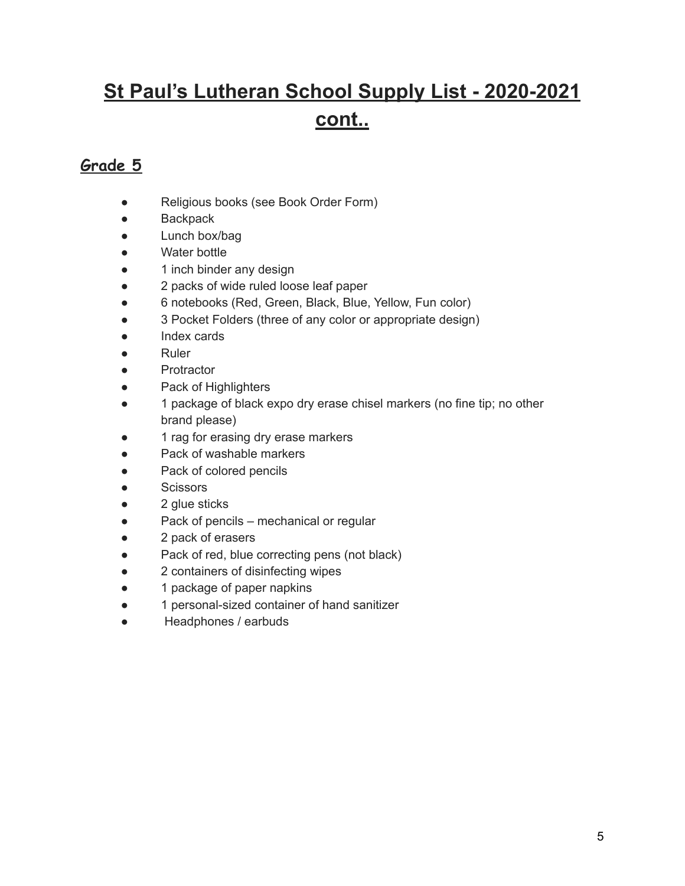# St Paul's Lutheran School Supply List - 2020-2021 cont..

## Grade 5

- Religious books (see Book Order Form)
- Backpack
- Lunch box/bag
- Water bottle
- 1 inch binder any design
- 2 packs of wide ruled loose leaf paper
- 6 notebooks (Red, Green, Black, Blue, Yellow, Fun color)
- 3 Pocket Folders (three of any color or appropriate design)
- Index cards
- Ruler
- Protractor
- Pack of Highlighters
- 1 package of black expo dry erase chisel markers (no fine tip; no other brand please)
- 1 rag for erasing dry erase markers
- Pack of washable markers
- Pack of colored pencils
- Scissors
- 2 glue sticks
- Pack of pencils – mechanical or regular
- 2 pack of erasers
- Pack of red, blue correcting pens (not black)
- 2 containers of disinfecting wipes
- 1 package of paper napkins
- 1 personal-sized container of hand sanitizer
- Headphones / earbuds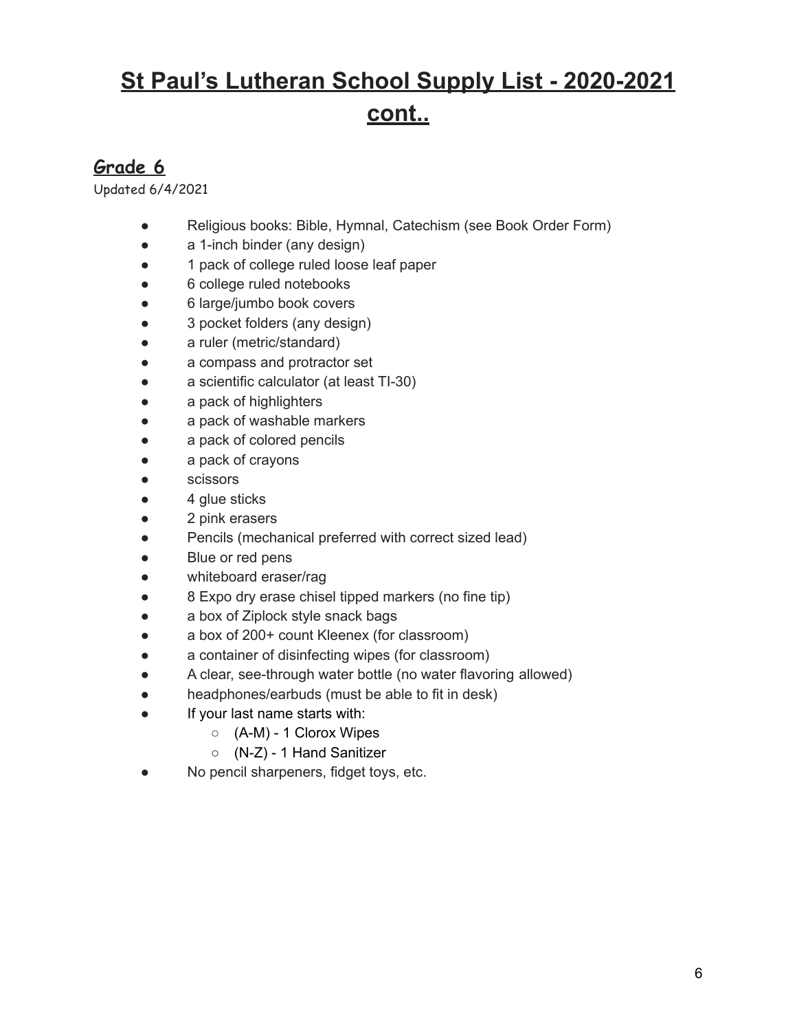# St Paul's Lutheran School Supply List - 2020-2021 cont..

## Grade 6

Updated 6/4/2021

- Religious books: Bible, Hymnal, Catechism (see Book Order Form)
- a 1-inch binder (any design)
- 1 pack of college ruled loose leaf paper
- 6 college ruled notebooks
- 6 large/jumbo book covers
- 3 pocket folders (any design)
- a ruler (metric/standard)
- a compass and protractor set
- a scientific calculator (at least TI-30)
- a pack of highlighters
- a pack of washable markers
- a pack of colored pencils
- a pack of crayons
- scissors
- 4 glue sticks
- 2 pink erasers
- Pencils (mechanical preferred with correct sized lead)
- Blue or red pens
- whiteboard eraser/rag
- 8 Expo dry erase chisel tipped markers (no fine tip)
- a box of Ziplock style snack bags
- a box of 200+ count Kleenex (for classroom)
- a container of disinfecting wipes (for classroom)
- A clear, see-through water bottle (no water flavoring allowed)
- headphones/earbuds (must be able to fit in desk)
- If your last name starts with:
  - (A-M) - 1 Clorox Wipes
  - (N-Z) - 1 Hand Sanitizer
- No pencil sharpeners, fidget toys, etc.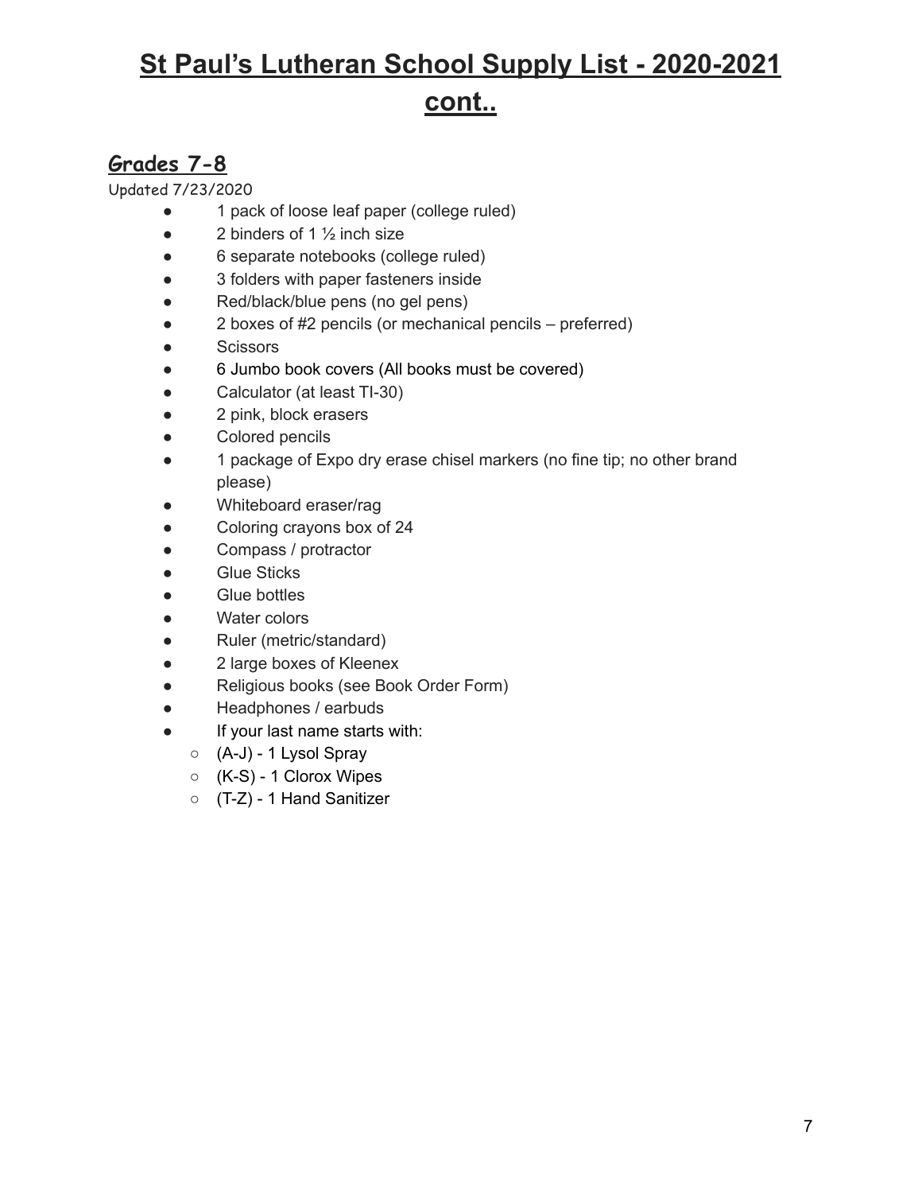# St Paul's Lutheran School Supply List - 2020-2021 cont..

## Grades 7-8

Updated 7/23/2020

- 1 pack of loose leaf paper (college ruled)
- 2 binders of 1 ½ inch size
- 6 separate notebooks (college ruled)
- 3 folders with paper fasteners inside
- Red/black/blue pens (no gel pens)
- 2 boxes of #2 pencils (or mechanical pencils – preferred)
- Scissors
- 6 Jumbo book covers (All books must be covered)
- Calculator (at least TI-30)
- 2 pink, block erasers
- Colored pencils
- 1 package of Expo dry erase chisel markers (no fine tip; no other brand please)
- Whiteboard eraser/rag
- Coloring crayons box of 24
- Compass / protractor
- Glue Sticks
- Glue bottles
- Water colors
- Ruler (metric/standard)
- 2 large boxes of Kleenex
- Religious books (see Book Order Form)
- Headphones / earbuds
- If your last name starts with:
  - (A-J) - 1 Lysol Spray
  - (K-S) - 1 Clorox Wipes
  - (T-Z) - 1 Hand Sanitizer